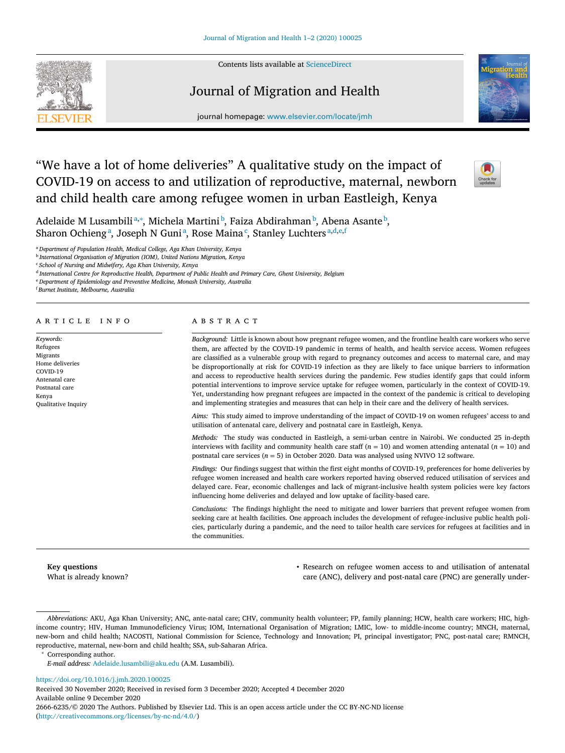# "We have a lot of home deliveries" A qualitative study on the impact of COVID-19 on access to and utilization of reproductive, maternal, newborn and child health care among refugee women in urban Eastleigh, Kenya

Adelaide M Lusambili[a,*], Michela Martini[b], Faiza Abdirahman[b], Abena Asante[b], Sharon Ochieng[a], Joseph N Guni[a], Rose Maina[c], Stanley Luchters[a,d,e,f]

[a] Department of Population Health, Medical College, Aga Khan University, Kenya
[b] International Organisation of Migration (IOM), United Nations Migration, Kenya
[c] School of Nursing and Midwifery, Aga Khan University, Kenya
[d] International Centre for Reproductive Health, Department of Public Health and Primary Care, Ghent University, Belgium
[e] Department of Epidemiology and Preventive Medicine, Monash University, Australia
[f] Burnet Institute, Melbourne, Australia

## ARTICLE INFO

*Keywords:*
Refugees
Migrants
Home deliveries
COVID-19
Antenatal care
Postnatal care
Kenya
Qualitative Inquiry

## ABSTRACT

*Background:* Little is known about how pregnant refugee women, and the frontline health care workers who serve them, are affected by the COVID-19 pandemic in terms of health, and health service access. Women refugees are classified as a vulnerable group with regard to pregnancy outcomes and access to maternal care, and may be disproportionally at risk for COVID-19 infection as they are likely to face unique barriers to information and access to reproductive health services during the pandemic. Few studies identify gaps that could inform potential interventions to improve service uptake for refugee women, particularly in the context of COVID-19. Yet, understanding how pregnant refugees are impacted in the context of the pandemic is critical to developing and implementing strategies and measures that can help in their care and the delivery of health services.

*Aims:* This study aimed to improve understanding of the impact of COVID-19 on women refugees' access to and utilisation of antenatal care, delivery and postnatal care in Eastleigh, Kenya.

*Methods:* The study was conducted in Eastleigh, a semi-urban centre in Nairobi. We conducted 25 in-depth interviews with facility and community health care staff ($n = 10$) and women attending antenatal ($n = 10$) and postnatal care services ($n = 5$) in October 2020. Data was analysed using NVIVO 12 software.

*Findings:* Our findings suggest that within the first eight months of COVID-19, preferences for home deliveries by refugee women increased and health care workers reported having observed reduced utilisation of services and delayed care. Fear, economic challenges and lack of migrant-inclusive health system policies were key factors influencing home deliveries and delayed and low uptake of facility-based care.

*Conclusions:* The findings highlight the need to mitigate and lower barriers that prevent refugee women from seeking care at health facilities. One approach includes the development of refugee-inclusive public health policies, particularly during a pandemic, and the need to tailor health care services for refugees at facilities and in the communities.

**Key questions**
What is already known?

- Research on refugee women access to and utilisation of antenatal care (ANC), delivery and post-natal care (PNC) are generally under-

*Abbreviations:* AKU, Aga Khan University; ANC, ante-natal care; CHV, community health volunteer; FP, family planning; HCW, health care workers; HIC, high-income country; HIV, Human Immunodeficiency Virus; IOM, International Organisation of Migration; LMIC, low- to middle-income country; MNCH, maternal, new-born and child health; NACOSTI, National Commission for Science, Technology and Innovation; PI, principal investigator; PNC, post-natal care; RMNCH, reproductive, maternal, new-born and child health; SSA, sub-Saharan Africa.

\* Corresponding author.
*E-mail address:* Adelaide.lusambili@aku.edu (A.M. Lusambili).

https://doi.org/10.1016/j.jmh.2020.100025
Received 30 November 2020; Received in revised form 3 December 2020; Accepted 4 December 2020
Available online 9 December 2020
2666-6235/© 2020 The Authors. Published by Elsevier Ltd. This is an open access article under the CC BY-NC-ND license (http://creativecommons.org/licenses/by-nc-nd/4.0/)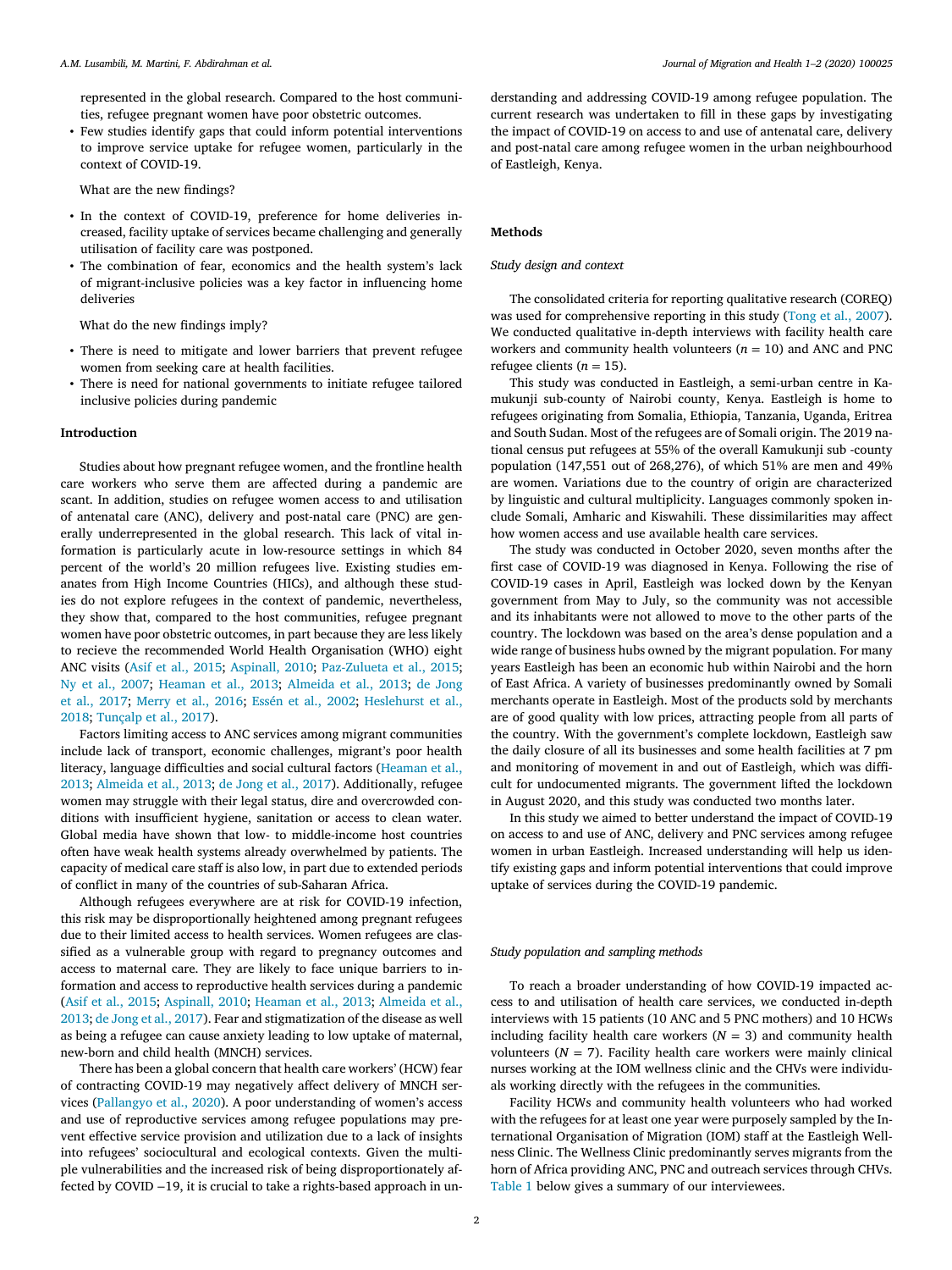represented in the global research. Compared to the host communities, refugee pregnant women have poor obstetric outcomes.

- Few studies identify gaps that could inform potential interventions to improve service uptake for refugee women, particularly in the context of COVID-19.

What are the new findings?

- In the context of COVID-19, preference for home deliveries increased, facility uptake of services became challenging and generally utilisation of facility care was postponed.
- The combination of fear, economics and the health system's lack of migrant-inclusive policies was a key factor in influencing home deliveries

What do the new findings imply?

- There is need to mitigate and lower barriers that prevent refugee women from seeking care at health facilities.
- There is need for national governments to initiate refugee tailored inclusive policies during pandemic

## Introduction

Studies about how pregnant refugee women, and the frontline health care workers who serve them are affected during a pandemic are scant. In addition, studies on refugee women access to and utilisation of antenatal care (ANC), delivery and post-natal care (PNC) are generally underrepresented in the global research. This lack of vital information is particularly acute in low-resource settings in which 84 percent of the world's 20 million refugees live. Existing studies emanates from High Income Countries (HICs), and although these studies do not explore refugees in the context of pandemic, nevertheless, they show that, compared to the host communities, refugee pregnant women have poor obstetric outcomes, in part because they are less likely to recieve the recommended World Health Organisation (WHO) eight ANC visits (Asif et al., 2015; Aspinall, 2010; Paz-Zulueta et al., 2015; Ny et al., 2007; Heaman et al., 2013; Almeida et al., 2013; de Jong et al., 2017; Merry et al., 2016; Essén et al., 2002; Heslehurst et al., 2018; Tunçalp et al., 2017).

Factors limiting access to ANC services among migrant communities include lack of transport, economic challenges, migrant's poor health literacy, language difficulties and social cultural factors (Heaman et al., 2013; Almeida et al., 2013; de Jong et al., 2017). Additionally, refugee women may struggle with their legal status, dire and overcrowded conditions with insufficient hygiene, sanitation or access to clean water. Global media have shown that low- to middle-income host countries often have weak health systems already overwhelmed by patients. The capacity of medical care staff is also low, in part due to extended periods of conflict in many of the countries of sub-Saharan Africa.

Although refugees everywhere are at risk for COVID-19 infection, this risk may be disproportionally heightened among pregnant refugees due to their limited access to health services. Women refugees are classified as a vulnerable group with regard to pregnancy outcomes and access to maternal care. They are likely to face unique barriers to information and access to reproductive health services during a pandemic (Asif et al., 2015; Aspinall, 2010; Heaman et al., 2013; Almeida et al., 2013; de Jong et al., 2017). Fear and stigmatization of the disease as well as being a refugee can cause anxiety leading to low uptake of maternal, new-born and child health (MNCH) services.

There has been a global concern that health care workers' (HCW) fear of contracting COVID-19 may negatively affect delivery of MNCH services (Pallangyo et al., 2020). A poor understanding of women's access and use of reproductive services among refugee populations may prevent effective service provision and utilization due to a lack of insights into refugees' sociocultural and ecological contexts. Given the multiple vulnerabilities and the increased risk of being disproportionately affected by COVID −19, it is crucial to take a rights-based approach in understanding and addressing COVID-19 among refugee population. The current research was undertaken to fill in these gaps by investigating the impact of COVID-19 on access to and use of antenatal care, delivery and post-natal care among refugee women in the urban neighbourhood of Eastleigh, Kenya.

## Methods

### Study design and context

The consolidated criteria for reporting qualitative research (COREQ) was used for comprehensive reporting in this study (Tong et al., 2007). We conducted qualitative in-depth interviews with facility health care workers and community health volunteers ($n = 10$) and ANC and PNC refugee clients ($n = 15$).

This study was conducted in Eastleigh, a semi-urban centre in Kamukunji sub-county of Nairobi county, Kenya. Eastleigh is home to refugees originating from Somalia, Ethiopia, Tanzania, Uganda, Eritrea and South Sudan. Most of the refugees are of Somali origin. The 2019 national census put refugees at 55% of the overall Kamukunji sub -county population (147,551 out of 268,276), of which 51% are men and 49% are women. Variations due to the country of origin are characterized by linguistic and cultural multiplicity. Languages commonly spoken include Somali, Amharic and Kiswahili. These dissimilarities may affect how women access and use available health care services.

The study was conducted in October 2020, seven months after the first case of COVID-19 was diagnosed in Kenya. Following the rise of COVID-19 cases in April, Eastleigh was locked down by the Kenyan government from May to July, so the community was not accessible and its inhabitants were not allowed to move to the other parts of the country. The lockdown was based on the area's dense population and a wide range of business hubs owned by the migrant population. For many years Eastleigh has been an economic hub within Nairobi and the horn of East Africa. A variety of businesses predominantly owned by Somali merchants operate in Eastleigh. Most of the products sold by merchants are of good quality with low prices, attracting people from all parts of the country. With the government's complete lockdown, Eastleigh saw the daily closure of all its businesses and some health facilities at 7 pm and monitoring of movement in and out of Eastleigh, which was difficult for undocumented migrants. The government lifted the lockdown in August 2020, and this study was conducted two months later.

In this study we aimed to better understand the impact of COVID-19 on access to and use of ANC, delivery and PNC services among refugee women in urban Eastleigh. Increased understanding will help us identify existing gaps and inform potential interventions that could improve uptake of services during the COVID-19 pandemic.

### Study population and sampling methods

To reach a broader understanding of how COVID-19 impacted access to and utilisation of health care services, we conducted in-depth interviews with 15 patients (10 ANC and 5 PNC mothers) and 10 HCWs including facility health care workers ($N = 3$) and community health volunteers ($N = 7$). Facility health care workers were mainly clinical nurses working at the IOM wellness clinic and the CHVs were individuals working directly with the refugees in the communities.

Facility HCWs and community health volunteers who had worked with the refugees for at least one year were purposely sampled by the International Organisation of Migration (IOM) staff at the Eastleigh Wellness Clinic. The Wellness Clinic predominantly serves migrants from the horn of Africa providing ANC, PNC and outreach services through CHVs. Table 1 below gives a summary of our interviewees.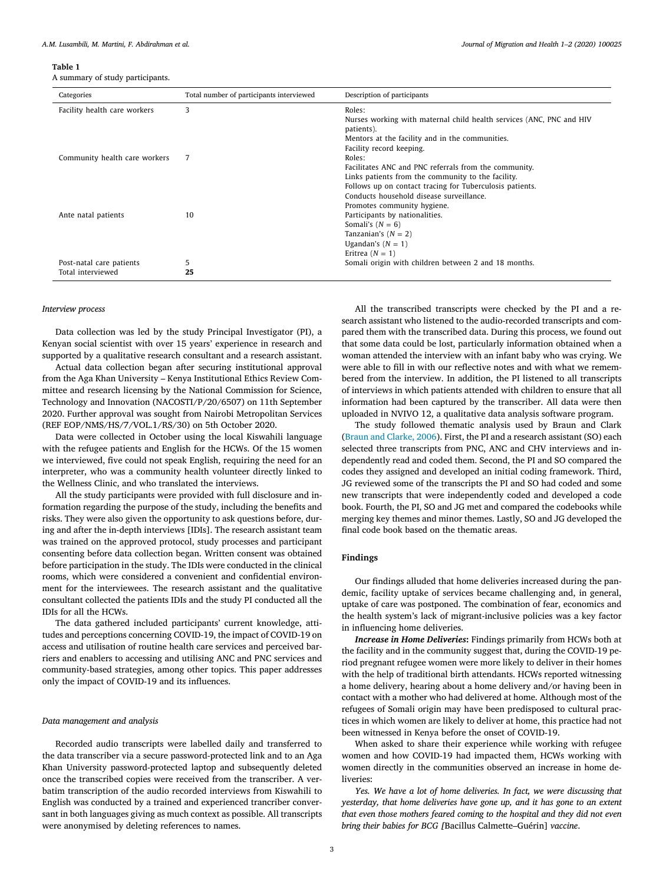**Table 1**
A summary of study participants.

| Categories | Total number of participants interviewed | Description of participants |
|---|---|---|
| Facility health care workers | 3 | Roles:<br>Nurses working with maternal child health services (ANC, PNC and HIV patients).<br>Mentors at the facility and in the communities.<br>Facility record keeping. |
| Community health care workers | 7 | Roles:<br>Facilitates ANC and PNC referrals from the community.<br>Links patients from the community to the facility.<br>Follows up on contact tracing for Tuberculosis patients.<br>Conducts household disease surveillance.<br>Promotes community hygiene. |
| Ante natal patients | 10 | Participants by nationalities.<br>Somali's ($N = 6$)<br>Tanzanian's ($N = 2$)<br>Ugandan's ($N = 1$)<br>Eritrea ($N = 1$) |
| Post-natal care patients | 5 | Somali origin with children between 2 and 18 months. |
| Total interviewed | **25** | |

### *Interview process*

Data collection was led by the study Principal Investigator (PI), a Kenyan social scientist with over 15 years' experience in research and supported by a qualitative research consultant and a research assistant.

Actual data collection began after securing institutional approval from the Aga Khan University – Kenya Institutional Ethics Review Committee and research licensing by the National Commission for Science, Technology and Innovation (NACOSTI/P/20/6507) on 11th September 2020. Further approval was sought from Nairobi Metropolitan Services (REF EOP/NMS/HS/7/VOL.1/RS/30) on 5th October 2020.

Data were collected in October using the local Kiswahili language with the refugee patients and English for the HCWs. Of the 15 women we interviewed, five could not speak English, requiring the need for an interpreter, who was a community health volunteer directly linked to the Wellness Clinic, and who translated the interviews.

All the study participants were provided with full disclosure and information regarding the purpose of the study, including the benefits and risks. They were also given the opportunity to ask questions before, during and after the in-depth interviews [IDIs]. The research assistant team was trained on the approved protocol, study processes and participant consenting before data collection began. Written consent was obtained before participation in the study. The IDIs were conducted in the clinical rooms, which were considered a convenient and confidential environment for the interviewees. The research assistant and the qualitative consultant collected the patients IDIs and the study PI conducted all the IDIs for all the HCWs.

The data gathered included participants' current knowledge, attitudes and perceptions concerning COVID-19, the impact of COVID-19 on access and utilisation of routine health care services and perceived barriers and enablers to accessing and utilising ANC and PNC services and community-based strategies, among other topics. This paper addresses only the impact of COVID-19 and its influences.

### *Data management and analysis*

Recorded audio transcripts were labelled daily and transferred to the data transcriber via a secure password-protected link and to an Aga Khan University password-protected laptop and subsequently deleted once the transcribed copies were received from the transcriber. A verbatim transcription of the audio recorded interviews from Kiswahili to English was conducted by a trained and experienced trancriber conversant in both languages giving as much context as possible. All transcripts were anonymised by deleting references to names.

All the transcribed transcripts were checked by the PI and a research assistant who listened to the audio-recorded transcripts and compared them with the transcribed data. During this process, we found out that some data could be lost, particularly information obtained when a woman attended the interview with an infant baby who was crying. We were able to fill in with our reflective notes and with what we remembered from the interview. In addition, the PI listened to all transcripts of interviews in which patients attended with children to ensure that all information had been captured by the transcriber. All data were then uploaded in NVIVO 12, a qualitative data analysis software program.

The study followed thematic analysis used by Braun and Clark (Braun and Clarke, 2006). First, the PI and a research assistant (SO) each selected three transcripts from PNC, ANC and CHV interviews and independently read and coded them. Second, the PI and SO compared the codes they assigned and developed an initial coding framework. Third, JG reviewed some of the transcripts the PI and SO had coded and some new transcripts that were independently coded and developed a code book. Fourth, the PI, SO and JG met and compared the codebooks while merging key themes and minor themes. Lastly, SO and JG developed the final code book based on the thematic areas.

## Findings

Our findings alluded that home deliveries increased during the pandemic, facility uptake of services became challenging and, in general, uptake of care was postponed. The combination of fear, economics and the health system's lack of migrant-inclusive policies was a key factor in influencing home deliveries.

***Increase in Home Deliveries*:** Findings primarily from HCWs both at the facility and in the community suggest that, during the COVID-19 period pregnant refugee women were more likely to deliver in their homes with the help of traditional birth attendants. HCWs reported witnessing a home delivery, hearing about a home delivery and/or having been in contact with a mother who had delivered at home. Although most of the refugees of Somali origin may have been predisposed to cultural practices in which women are likely to deliver at home, this practice had not been witnessed in Kenya before the onset of COVID-19.

When asked to share their experience while working with refugee women and how COVID-19 had impacted them, HCWs working with women directly in the communities observed an increase in home deliveries:

*Yes. We have a lot of home deliveries. In fact, we were discussing that yesterday, that home deliveries have gone up, and it has gone to an extent that even those mothers feared coming to the hospital and they did not even bring their babies for BCG [*Bacillus Calmette–Guérin] *vaccine*.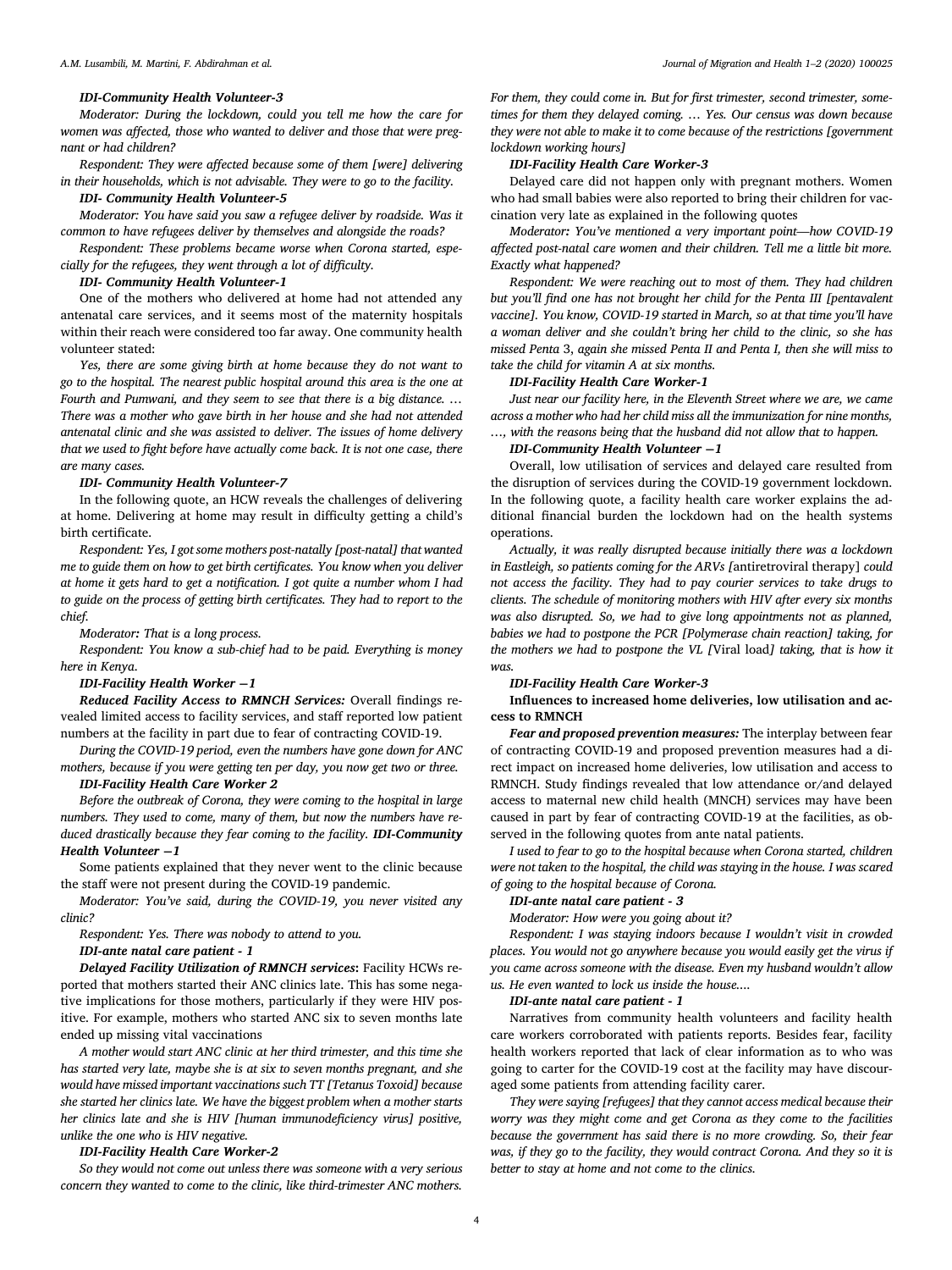*IDI-Community Health Volunteer-3*

*Moderator: During the lockdown, could you tell me how the care for women was affected, those who wanted to deliver and those that were pregnant or had children?*

*Respondent: They were affected because some of them [were] delivering in their households, which is not advisable. They were to go to the facility.*

***IDI- Community Health Volunteer-5***

*Moderator: You have said you saw a refugee deliver by roadside. Was it common to have refugees deliver by themselves and alongside the roads?*

*Respondent: These problems became worse when Corona started, especially for the refugees, they went through a lot of difficulty.*

***IDI- Community Health Volunteer-1***

One of the mothers who delivered at home had not attended any antenatal care services, and it seems most of the maternity hospitals within their reach were considered too far away. One community health volunteer stated:

*Yes, there are some giving birth at home because they do not want to go to the hospital. The nearest public hospital around this area is the one at Fourth and Pumwani, and they seem to see that there is a big distance. … There was a mother who gave birth in her house and she had not attended antenatal clinic and she was assisted to deliver. The issues of home delivery that we used to fight before have actually come back. It is not one case, there are many cases.*

***IDI- Community Health Volunteer-7***

In the following quote, an HCW reveals the challenges of delivering at home. Delivering at home may result in difficulty getting a child's birth certificate.

*Respondent: Yes, I got some mothers post-natally [post-natal] that wanted me to guide them on how to get birth certificates. You know when you deliver at home it gets hard to get a notification. I got quite a number whom I had to guide on the process of getting birth certificates. They had to report to the chief.*

*Moderator: That is a long process.*

*Respondent: You know a sub-chief had to be paid. Everything is money here in Kenya.*

***IDI-Facility Health Worker −1***

***Reduced Facility Access to RMNCH Services:*** Overall findings revealed limited access to facility services, and staff reported low patient numbers at the facility in part due to fear of contracting COVID-19.

*During the COVID-19 period, even the numbers have gone down for ANC mothers, because if you were getting ten per day, you now get two or three.*

***IDI-Facility Health Care Worker 2***

*Before the outbreak of Corona, they were coming to the hospital in large numbers. They used to come, many of them, but now the numbers have reduced drastically because they fear coming to the facility.* ***IDI-Community Health Volunteer −1***

Some patients explained that they never went to the clinic because the staff were not present during the COVID-19 pandemic.

*Moderator: You've said, during the COVID-19, you never visited any clinic?*

*Respondent: Yes. There was nobody to attend to you.*

***IDI-ante natal care patient - 1***

***Delayed Facility Utilization of RMNCH services*:** Facility HCWs reported that mothers started their ANC clinics late. This has some negative implications for those mothers, particularly if they were HIV positive. For example, mothers who started ANC six to seven months late ended up missing vital vaccinations

*A mother would start ANC clinic at her third trimester, and this time she has started very late, maybe she is at six to seven months pregnant, and she would have missed important vaccinations such TT [Tetanus Toxoid] because she started her clinics late. We have the biggest problem when a mother starts her clinics late and she is HIV [human immunodeficiency virus] positive, unlike the one who is HIV negative.*

***IDI-Facility Health Care Worker-2***

*So they would not come out unless there was someone with a very serious concern they wanted to come to the clinic, like third-trimester ANC mothers. For them, they could come in. But for first trimester, second trimester, sometimes for them they delayed coming. … Yes. Our census was down because they were not able to make it to come because of the restrictions [government lockdown working hours]*

***IDI-Facility Health Care Worker-3***

Delayed care did not happen only with pregnant mothers. Women who had small babies were also reported to bring their children for vaccination very late as explained in the following quotes

*Moderator: You've mentioned a very important point—how COVID-19 affected post-natal care women and their children. Tell me a little bit more. Exactly what happened?*

*Respondent: We were reaching out to most of them. They had children but you'll find one has not brought her child for the Penta III [pentavalent vaccine]. You know, COVID-19 started in March, so at that time you'll have a woman deliver and she couldn't bring her child to the clinic, so she has missed Penta 3, again she missed Penta II and Penta I, then she will miss to take the child for vitamin A at six months.*

***IDI-Facility Health Care Worker-1***

*Just near our facility here, in the Eleventh Street where we are, we came across a mother who had her child miss all the immunization for nine months, …, with the reasons being that the husband did not allow that to happen.*

***IDI-Community Health Volunteer −1***

Overall, low utilisation of services and delayed care resulted from the disruption of services during the COVID-19 government lockdown. In the following quote, a facility health care worker explains the additional financial burden the lockdown had on the health systems operations.

*Actually, it was really disrupted because initially there was a lockdown in Eastleigh, so patients coming for the ARVs [*antiretroviral therapy*] could not access the facility. They had to pay courier services to take drugs to clients. The schedule of monitoring mothers with HIV after every six months was also disrupted. So, we had to give long appointments not as planned, babies we had to postpone the PCR [Polymerase chain reaction] taking, for the mothers we had to postpone the VL [*Viral load*] taking, that is how it was.*

***IDI-Facility Health Care Worker-3***

**Influences to increased home deliveries, low utilisation and access to RMNCH**

***Fear and proposed prevention measures:*** The interplay between fear of contracting COVID-19 and proposed prevention measures had a direct impact on increased home deliveries, low utilisation and access to RMNCH. Study findings revealed that low attendance or/and delayed access to maternal new child health (MNCH) services may have been caused in part by fear of contracting COVID-19 at the facilities, as observed in the following quotes from ante natal patients.

*I used to fear to go to the hospital because when Corona started, children were not taken to the hospital, the child was staying in the house. I was scared of going to the hospital because of Corona.*

***IDI-ante natal care patient - 3***

*Moderator: How were you going about it?*

*Respondent: I was staying indoors because I wouldn't visit in crowded places. You would not go anywhere because you would easily get the virus if you came across someone with the disease. Even my husband wouldn't allow us. He even wanted to lock us inside the house….*

***IDI-ante natal care patient - 1***

Narratives from community health volunteers and facility health care workers corroborated with patients reports. Besides fear, facility health workers reported that lack of clear information as to who was going to carter for the COVID-19 cost at the facility may have discouraged some patients from attending facility carer.

*They were saying [refugees] that they cannot access medical because their worry was they might come and get Corona as they come to the facilities because the government has said there is no more crowding. So, their fear was, if they go to the facility, they would contract Corona. And they so it is better to stay at home and not come to the clinics.*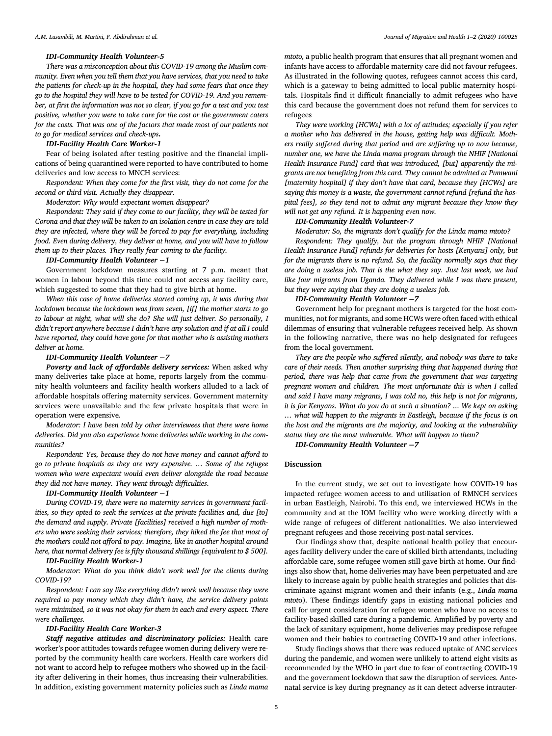***IDI-Community Health Volunteer-5***

*There was a misconception about this COVID-19 among the Muslim community. Even when you tell them that you have services, that you need to take the patients for check-up in the hospital, they had some fears that once they go to the hospital they will have to be tested for COVID-19. And you remember, at first the information was not so clear, if you go for a test and you test positive, whether you were to take care for the cost or the government caters for the costs. That was one of the factors that made most of our patients not to go for medical services and check-ups.*

***IDI-Facility Health Care Worker-1***

Fear of being isolated after testing positive and the financial implications of being quarantined were reported to have contributed to home deliveries and low access to MNCH services:

*Respondent: When they come for the first visit, they do not come for the second or third visit. Actually they disappear.*

*Moderator: Why would expectant women disappear?*

*Respondent: They said if they come to our facility, they will be tested for Corona and that they will be taken to an isolation centre in case they are told they are infected, where they will be forced to pay for everything, including food. Even during delivery, they deliver at home, and you will have to follow them up to their places. They really fear coming to the facility.*

***IDI-Community Health Volunteer −1***

Government lockdown measures starting at 7 p.m. meant that women in labour beyond this time could not access any facility care, which suggested to some that they had to give birth at home.

*When this case of home deliveries started coming up, it was during that lockdown because the lockdown was from seven, [if] the mother starts to go to labour at night, what will she do? She will just deliver. So personally, I didn't report anywhere because I didn't have any solution and if at all I could have reported, they could have gone for that mother who is assisting mothers deliver at home.*

***IDI-Community Health Volunteer −7***

***Poverty and lack of affordable delivery services:*** When asked why many deliveries take place at home, reports largely from the community health volunteers and facility health workers alluded to a lack of affordable hospitals offering maternity services. Government maternity services were unavailable and the few private hospitals that were in operation were expensive.

*Moderator: I have been told by other interviewees that there were home deliveries. Did you also experience home deliveries while working in the communities?*

*Respondent: Yes, because they do not have money and cannot afford to go to private hospitals as they are very expensive. … Some of the refugee women who were expectant would even deliver alongside the road because they did not have money. They went through difficulties.*

***IDI-Community Health Volunteer −1***

*During COVID-19, there were no maternity services in government facilities, so they opted to seek the services at the private facilities and, due [to] the demand and supply. Private [facilities] received a high number of mothers who were seeking their services; therefore, they hiked the fee that most of the mothers could not afford to pay. Imagine, like in another hospital around here, that normal delivery fee is fifty thousand shillings [equivalent to $ 500].*

***IDI-Facility Health Worker-1***

*Moderator: What do you think didn't work well for the clients during COVID-19?*

*Respondent: I can say like everything didn't work well because they were required to pay money which they didn't have, the service delivery points were minimized, so it was not okay for them in each and every aspect. There were challenges.*

***IDI-Facility Health Care Worker-3***

***Staff negative attitudes and discriminatory policies:*** Health care worker's poor attitudes towards refugee women during delivery were reported by the community health care workers. Health care workers did not want to accord help to refugee mothers who showed up in the facility after delivering in their homes, thus increasing their vulnerabilities. In addition, existing government maternity policies such as *Linda mama mtoto*, a public health program that ensures that all pregnant women and infants have access to affordable maternity care did not favour refugees. As illustrated in the following quotes, refugees cannot access this card, which is a gateway to being admitted to local public maternity hospitals. Hospitals find it difficult financially to admit refugees who have this card because the government does not refund them for services to refugees

*They were working [HCWs] with a lot of attitudes; especially if you refer a mother who has delivered in the house, getting help was difficult. Mothers really suffered during that period and are suffering up to now because, number one, we have the Linda mama program through the NHIF [National Health Insurance Fund] card that was introduced, [but] apparently the migrants are not benefiting from this card. They cannot be admitted at Pumwani [maternity hospital] if they don't have that card, because they [HCWs] are saying this money is a waste, the government cannot refund [refund the hospital fees], so they tend not to admit any migrant because they know they will not get any refund. It is happening even now.*

***IDI-Community Health Volunteer-7***

*Moderator: So, the migrants don't qualify for the Linda mama mtoto?*

*Respondent: They qualify, but the program through NHIF [National Health Insurance Fund] refunds for deliveries for hosts [Kenyans] only, but for the migrants there is no refund. So, the facility normally says that they are doing a useless job. That is the what they say. Just last week, we had like four migrants from Uganda. They delivered while I was there present, but they were saying that they are doing a useless job.*

***IDI-Community Health Volunteer −7***

Government help for pregnant mothers is targeted for the host communities, not for migrants, and some HCWs were often faced with ethical dilemmas of ensuring that vulnerable refugees received help. As shown in the following narrative, there was no help designated for refugees from the local government.

*They are the people who suffered silently, and nobody was there to take care of their needs. Then another surprising thing that happened during that period, there was help that came from the government that was targeting pregnant women and children. The most unfortunate this is when I called and said I have many migrants, I was told no, this help is not for migrants, it is for Kenyans. What do you do at such a situation? … We kept on asking … what will happen to the migrants in Eastleigh, because if the focus is on the host and the migrants are the majority, and looking at the vulnerability status they are the most vulnerable. What will happen to them?*

***IDI-Community Health Volunteer −7***

## Discussion

In the current study, we set out to investigate how COVID-19 has impacted refugee women access to and utilisation of RMNCH services in urban Eastleigh, Nairobi. To this end, we interviewed HCWs in the community and at the IOM facility who were working directly with a wide range of refugees of different nationalities. We also interviewed pregnant refugees and those receiving post-natal services.

Our findings show that, despite national health policy that encourages facility delivery under the care of skilled birth attendants, including affordable care, some refugee women still gave birth at home. Our findings also show that, home deliveries may have been perpetuated and are likely to increase again by public health strategies and policies that discriminate against migrant women and their infants (e.g., *Linda mama mtoto*). These findings identify gaps in existing national policies and call for urgent consideration for refugee women who have no access to facility-based skilled care during a pandemic. Amplified by poverty and the lack of sanitary equipment, home deliveries may predispose refugee women and their babies to contracting COVID-19 and other infections.

Study findings shows that there was reduced uptake of ANC services during the pandemic, and women were unlikely to attend eight visits as recommended by the WHO in part due to fear of contracting COVID-19 and the government lockdown that saw the disruption of services. Antenatal service is key during pregnancy as it can detect adverse intrauter-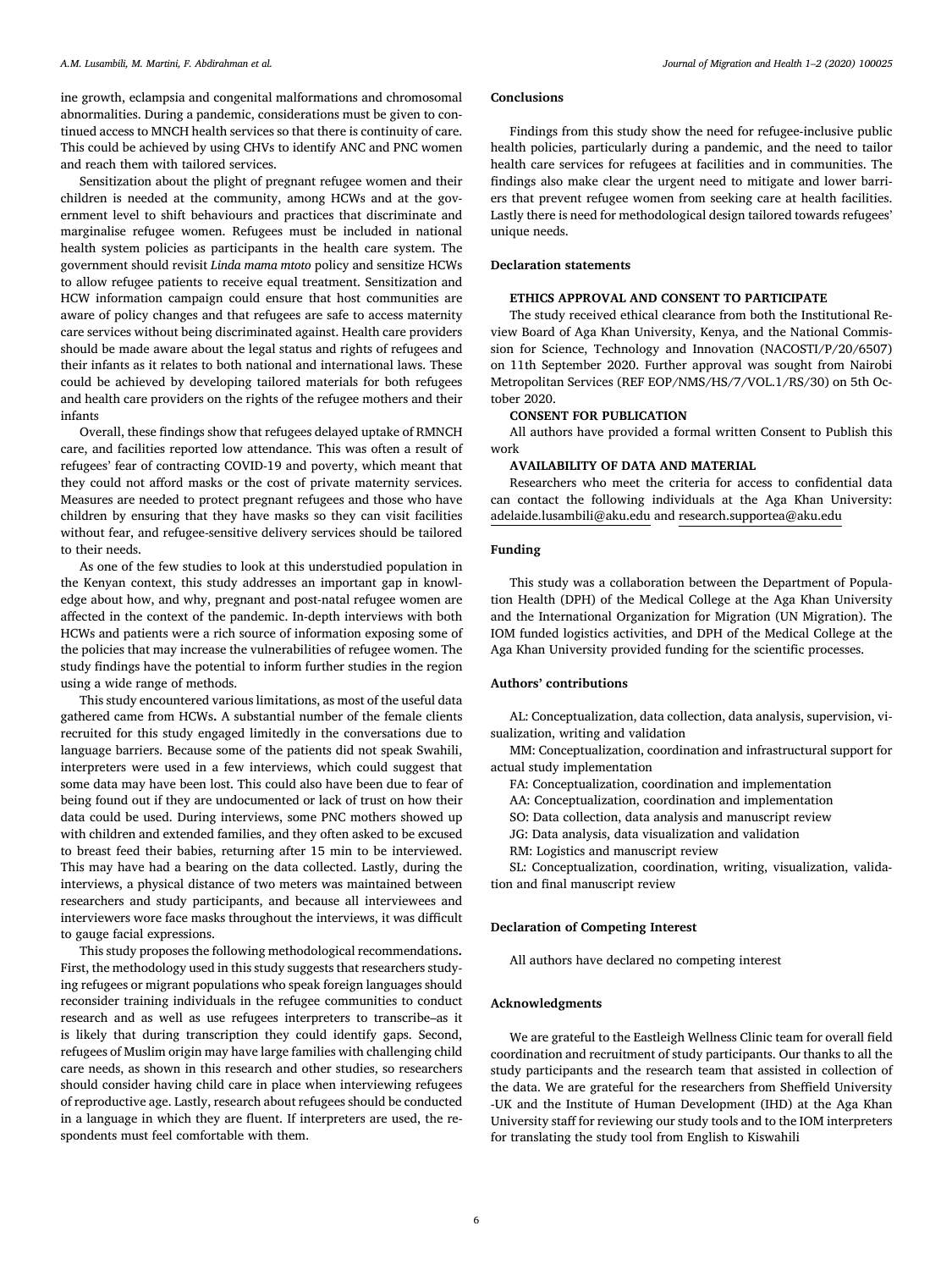ine growth, eclampsia and congenital malformations and chromosomal abnormalities. During a pandemic, considerations must be given to continued access to MNCH health services so that there is continuity of care. This could be achieved by using CHVs to identify ANC and PNC women and reach them with tailored services.

Sensitization about the plight of pregnant refugee women and their children is needed at the community, among HCWs and at the government level to shift behaviours and practices that discriminate and marginalise refugee women. Refugees must be included in national health system policies as participants in the health care system. The government should revisit *Linda mama mtoto* policy and sensitize HCWs to allow refugee patients to receive equal treatment. Sensitization and HCW information campaign could ensure that host communities are aware of policy changes and that refugees are safe to access maternity care services without being discriminated against. Health care providers should be made aware about the legal status and rights of refugees and their infants as it relates to both national and international laws. These could be achieved by developing tailored materials for both refugees and health care providers on the rights of the refugee mothers and their infants

Overall, these findings show that refugees delayed uptake of RMNCH care, and facilities reported low attendance. This was often a result of refugees' fear of contracting COVID-19 and poverty, which meant that they could not afford masks or the cost of private maternity services. Measures are needed to protect pregnant refugees and those who have children by ensuring that they have masks so they can visit facilities without fear, and refugee-sensitive delivery services should be tailored to their needs.

As one of the few studies to look at this understudied population in the Kenyan context, this study addresses an important gap in knowledge about how, and why, pregnant and post-natal refugee women are affected in the context of the pandemic. In-depth interviews with both HCWs and patients were a rich source of information exposing some of the policies that may increase the vulnerabilities of refugee women. The study findings have the potential to inform further studies in the region using a wide range of methods.

This study encountered various limitations, as most of the useful data gathered came from HCWs**.** A substantial number of the female clients recruited for this study engaged limitedly in the conversations due to language barriers. Because some of the patients did not speak Swahili, interpreters were used in a few interviews, which could suggest that some data may have been lost. This could also have been due to fear of being found out if they are undocumented or lack of trust on how their data could be used. During interviews, some PNC mothers showed up with children and extended families, and they often asked to be excused to breast feed their babies, returning after 15 min to be interviewed. This may have had a bearing on the data collected. Lastly, during the interviews, a physical distance of two meters was maintained between researchers and study participants, and because all interviewees and interviewers wore face masks throughout the interviews, it was difficult to gauge facial expressions.

This study proposes the following methodological recommendations**.** First, the methodology used in this study suggests that researchers studying refugees or migrant populations who speak foreign languages should reconsider training individuals in the refugee communities to conduct research and as well as use refugees interpreters to transcribe–as it is likely that during transcription they could identify gaps. Second, refugees of Muslim origin may have large families with challenging child care needs, as shown in this research and other studies, so researchers should consider having child care in place when interviewing refugees of reproductive age. Lastly, research about refugees should be conducted in a language in which they are fluent. If interpreters are used, the respondents must feel comfortable with them.

## Conclusions

Findings from this study show the need for refugee-inclusive public health policies, particularly during a pandemic, and the need to tailor health care services for refugees at facilities and in communities. The findings also make clear the urgent need to mitigate and lower barriers that prevent refugee women from seeking care at health facilities. Lastly there is need for methodological design tailored towards refugees' unique needs.

## Declaration statements

### ETHICS APPROVAL AND CONSENT TO PARTICIPATE

The study received ethical clearance from both the Institutional Review Board of Aga Khan University, Kenya, and the National Commission for Science, Technology and Innovation (NACOSTI/P/20/6507) on 11th September 2020. Further approval was sought from Nairobi Metropolitan Services (REF EOP/NMS/HS/7/VOL.1/RS/30) on 5th October 2020.

### CONSENT FOR PUBLICATION

All authors have provided a formal written Consent to Publish this work

### AVAILABILITY OF DATA AND MATERIAL

Researchers who meet the criteria for access to confidential data can contact the following individuals at the Aga Khan University: adelaide.lusambili@aku.edu and research.supportea@aku.edu

## Funding

This study was a collaboration between the Department of Population Health (DPH) of the Medical College at the Aga Khan University and the International Organization for Migration (UN Migration). The IOM funded logistics activities, and DPH of the Medical College at the Aga Khan University provided funding for the scientific processes.

## Authors' contributions

AL: Conceptualization, data collection, data analysis, supervision, visualization, writing and validation

MM: Conceptualization, coordination and infrastructural support for actual study implementation

FA: Conceptualization, coordination and implementation

AA: Conceptualization, coordination and implementation

SO: Data collection, data analysis and manuscript review

JG: Data analysis, data visualization and validation

RM: Logistics and manuscript review

SL: Conceptualization, coordination, writing, visualization, validation and final manuscript review

## Declaration of Competing Interest

All authors have declared no competing interest

## Acknowledgments

We are grateful to the Eastleigh Wellness Clinic team for overall field coordination and recruitment of study participants. Our thanks to all the study participants and the research team that assisted in collection of the data. We are grateful for the researchers from Sheffield University -UK and the Institute of Human Development (IHD) at the Aga Khan University staff for reviewing our study tools and to the IOM interpreters for translating the study tool from English to Kiswahili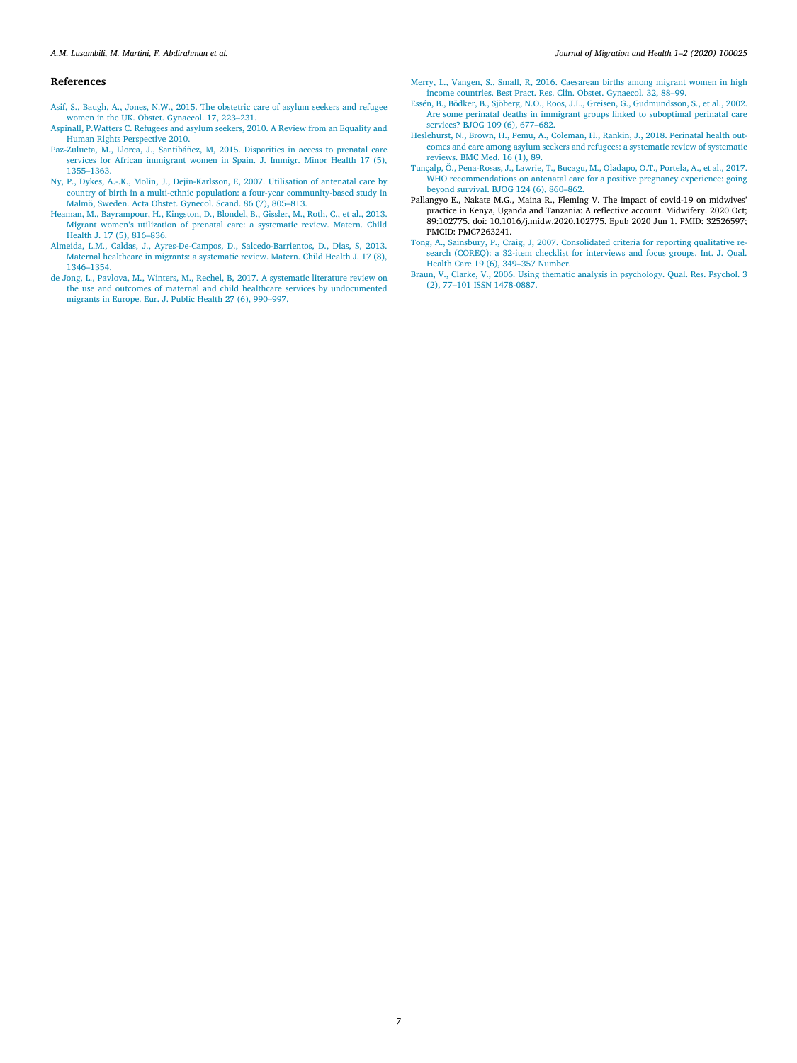## References

Asif, S., Baugh, A., Jones, N.W., 2015. The obstetric care of asylum seekers and refugee women in the UK. Obstet. Gynaecol. 17, 223–231.

Aspinall, P.Watters C. Refugees and asylum seekers, 2010. A Review from an Equality and Human Rights Perspective 2010.

Paz-Zulueta, M., Llorca, J., Santibáñez, M, 2015. Disparities in access to prenatal care services for African immigrant women in Spain. J. Immigr. Minor Health 17 (5), 1355–1363.

Ny, P., Dykes, A.-.K., Molin, J., Dejin-Karlsson, E, 2007. Utilisation of antenatal care by country of birth in a multi-ethnic population: a four-year community-based study in Malmö, Sweden. Acta Obstet. Gynecol. Scand. 86 (7), 805–813.

Heaman, M., Bayrampour, H., Kingston, D., Blondel, B., Gissler, M., Roth, C., et al., 2013. Migrant women's utilization of prenatal care: a systematic review. Matern. Child Health J. 17 (5), 816–836.

Almeida, L.M., Caldas, J., Ayres-De-Campos, D., Salcedo-Barrientos, D., Dias, S, 2013. Maternal healthcare in migrants: a systematic review. Matern. Child Health J. 17 (8), 1346–1354.

de Jong, L., Pavlova, M., Winters, M., Rechel, B, 2017. A systematic literature review on the use and outcomes of maternal and child healthcare services by undocumented migrants in Europe. Eur. J. Public Health 27 (6), 990–997.

Merry, L., Vangen, S., Small, R, 2016. Caesarean births among migrant women in high income countries. Best Pract. Res. Clin. Obstet. Gynaecol. 32, 88–99.

Essén, B., Bödker, B., Sjöberg, N.O., Roos, J.L., Greisen, G., Gudmundsson, S., et al., 2002. Are some perinatal deaths in immigrant groups linked to suboptimal perinatal care services? BJOG 109 (6), 677–682.

Heslehurst, N., Brown, H., Pemu, A., Coleman, H., Rankin, J., 2018. Perinatal health outcomes and care among asylum seekers and refugees: a systematic review of systematic reviews. BMC Med. 16 (1), 89.

Tunçalp, Ö., Pena-Rosas, J., Lawrie, T., Bucagu, M., Oladapo, O.T., Portela, A., et al., 2017. WHO recommendations on antenatal care for a positive pregnancy experience: going beyond survival. BJOG 124 (6), 860–862.

Pallangyo E., Nakate M.G., Maina R., Fleming V. The impact of covid-19 on midwives' practice in Kenya, Uganda and Tanzania: A reflective account. Midwifery. 2020 Oct; 89:102775. doi: 10.1016/j.midw.2020.102775. Epub 2020 Jun 1. PMID: 32526597; PMCID: PMC7263241.

Tong, A., Sainsbury, P., Craig, J, 2007. Consolidated criteria for reporting qualitative research (COREQ): a 32-item checklist for interviews and focus groups. Int. J. Qual. Health Care 19 (6), 349–357 Number.

Braun, V., Clarke, V., 2006. Using thematic analysis in psychology. Qual. Res. Psychol. 3 (2), 77–101 ISSN 1478-0887.